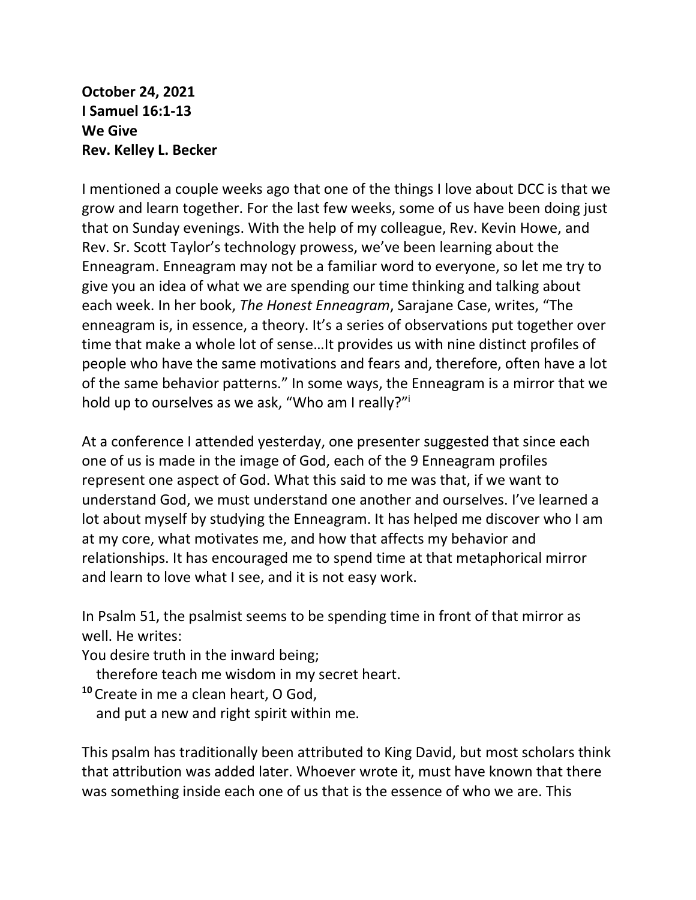**October 24, 2021**
**I Samuel 16:1-13**
**We Give**
**Rev. Kelley L. Becker**

I mentioned a couple weeks ago that one of the things I love about DCC is that we grow and learn together. For the last few weeks, some of us have been doing just that on Sunday evenings. With the help of my colleague, Rev. Kevin Howe, and Rev. Sr. Scott Taylor's technology prowess, we've been learning about the Enneagram. Enneagram may not be a familiar word to everyone, so let me try to give you an idea of what we are spending our time thinking and talking about each week. In her book, *The Honest Enneagram*, Sarajane Case, writes, "The enneagram is, in essence, a theory. It's a series of observations put together over time that make a whole lot of sense…It provides us with nine distinct profiles of people who have the same motivations and fears and, therefore, often have a lot of the same behavior patterns." In some ways, the Enneagram is a mirror that we hold up to ourselves as we ask, "Who am I really?"[i]

At a conference I attended yesterday, one presenter suggested that since each one of us is made in the image of God, each of the 9 Enneagram profiles represent one aspect of God. What this said to me was that, if we want to understand God, we must understand one another and ourselves. I've learned a lot about myself by studying the Enneagram. It has helped me discover who I am at my core, what motivates me, and how that affects my behavior and relationships. It has encouraged me to spend time at that metaphorical mirror and learn to love what I see, and it is not easy work.

In Psalm 51, the psalmist seems to be spending time in front of that mirror as well. He writes:

You desire truth in the inward being;
   therefore teach me wisdom in my secret heart.
**10** Create in me a clean heart, O God,
   and put a new and right spirit within me.

This psalm has traditionally been attributed to King David, but most scholars think that attribution was added later. Whoever wrote it, must have known that there was something inside each one of us that is the essence of who we are. This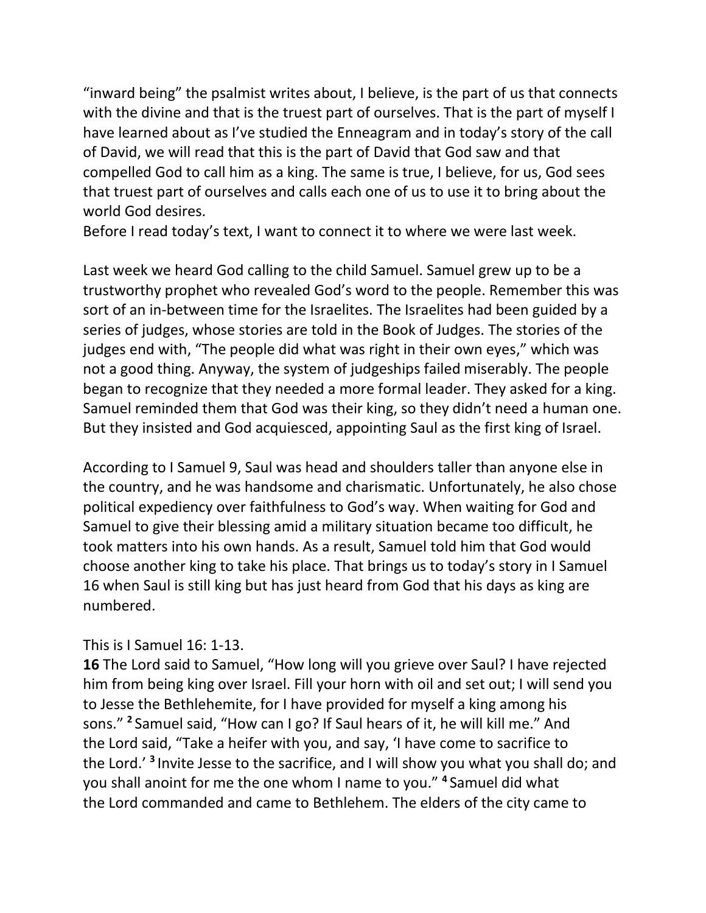"inward being" the psalmist writes about, I believe, is the part of us that connects with the divine and that is the truest part of ourselves. That is the part of myself I have learned about as I've studied the Enneagram and in today's story of the call of David, we will read that this is the part of David that God saw and that compelled God to call him as a king. The same is true, I believe, for us, God sees that truest part of ourselves and calls each one of us to use it to bring about the world God desires.
Before I read today's text, I want to connect it to where we were last week.

Last week we heard God calling to the child Samuel. Samuel grew up to be a trustworthy prophet who revealed God's word to the people. Remember this was sort of an in-between time for the Israelites. The Israelites had been guided by a series of judges, whose stories are told in the Book of Judges. The stories of the judges end with, "The people did what was right in their own eyes," which was not a good thing. Anyway, the system of judgeships failed miserably. The people began to recognize that they needed a more formal leader. They asked for a king. Samuel reminded them that God was their king, so they didn't need a human one. But they insisted and God acquiesced, appointing Saul as the first king of Israel.

According to I Samuel 9, Saul was head and shoulders taller than anyone else in the country, and he was handsome and charismatic. Unfortunately, he also chose political expediency over faithfulness to God's way. When waiting for God and Samuel to give their blessing amid a military situation became too difficult, he took matters into his own hands. As a result, Samuel told him that God would choose another king to take his place. That brings us to today's story in I Samuel 16 when Saul is still king but has just heard from God that his days as king are numbered.

This is I Samuel 16: 1-13.
**16** The Lord said to Samuel, "How long will you grieve over Saul? I have rejected him from being king over Israel. Fill your horn with oil and set out; I will send you to Jesse the Bethlehemite, for I have provided for myself a king among his sons." **2** Samuel said, "How can I go? If Saul hears of it, he will kill me." And the Lord said, "Take a heifer with you, and say, 'I have come to sacrifice to the Lord.' **3** Invite Jesse to the sacrifice, and I will show you what you shall do; and you shall anoint for me the one whom I name to you." **4** Samuel did what the Lord commanded and came to Bethlehem. The elders of the city came to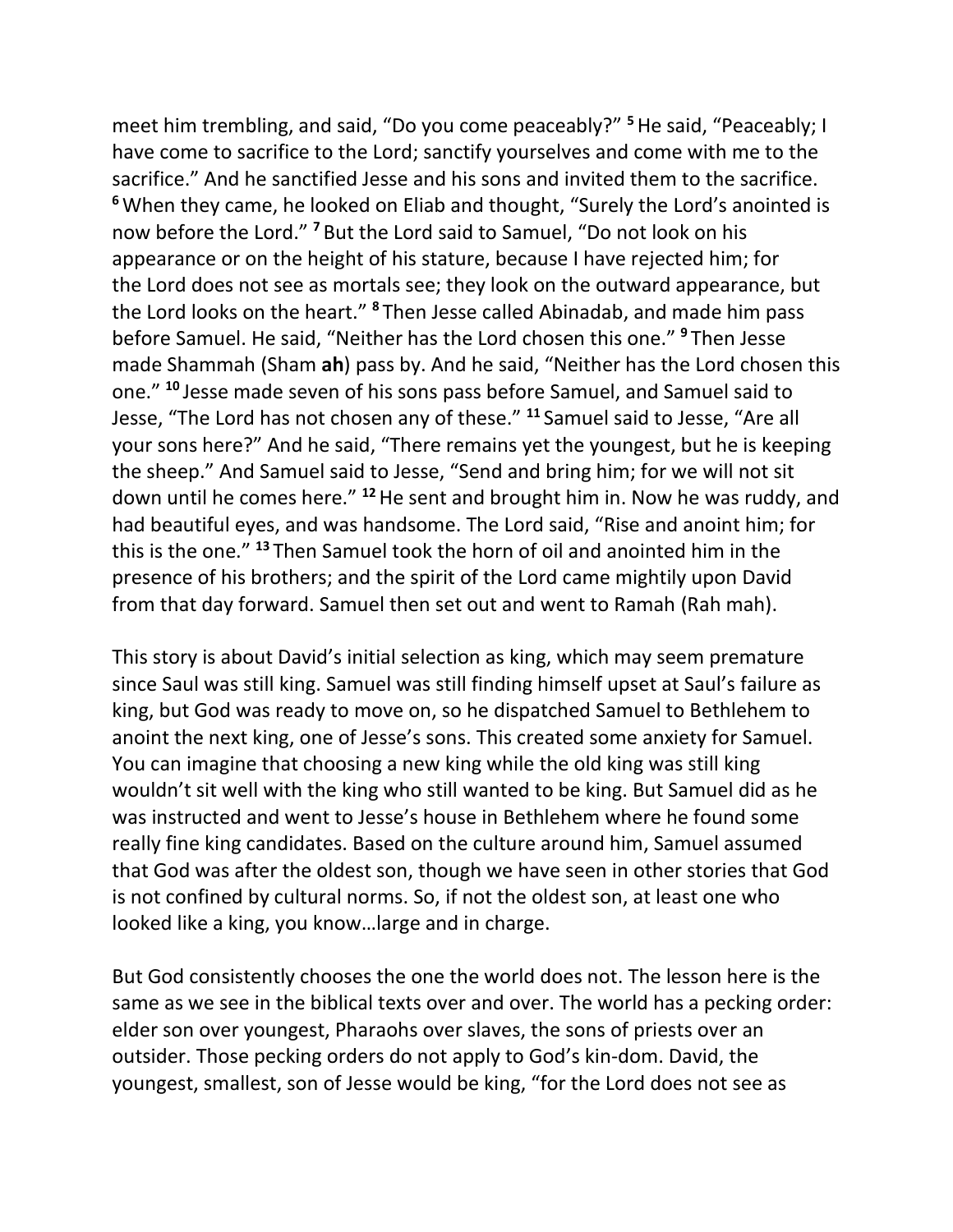meet him trembling, and said, "Do you come peaceably?" [5] He said, "Peaceably; I have come to sacrifice to the Lord; sanctify yourselves and come with me to the sacrifice." And he sanctified Jesse and his sons and invited them to the sacrifice. [6] When they came, he looked on Eliab and thought, "Surely the Lord's anointed is now before the Lord." [7] But the Lord said to Samuel, "Do not look on his appearance or on the height of his stature, because I have rejected him; for the Lord does not see as mortals see; they look on the outward appearance, but the Lord looks on the heart." [8] Then Jesse called Abinadab, and made him pass before Samuel. He said, "Neither has the Lord chosen this one." [9] Then Jesse made Shammah (Sham **ah**) pass by. And he said, "Neither has the Lord chosen this one." [10] Jesse made seven of his sons pass before Samuel, and Samuel said to Jesse, "The Lord has not chosen any of these." [11] Samuel said to Jesse, "Are all your sons here?" And he said, "There remains yet the youngest, but he is keeping the sheep." And Samuel said to Jesse, "Send and bring him; for we will not sit down until he comes here." [12] He sent and brought him in. Now he was ruddy, and had beautiful eyes, and was handsome. The Lord said, "Rise and anoint him; for this is the one." [13] Then Samuel took the horn of oil and anointed him in the presence of his brothers; and the spirit of the Lord came mightily upon David from that day forward. Samuel then set out and went to Ramah (Rah mah).

This story is about David's initial selection as king, which may seem premature since Saul was still king. Samuel was still finding himself upset at Saul's failure as king, but God was ready to move on, so he dispatched Samuel to Bethlehem to anoint the next king, one of Jesse's sons. This created some anxiety for Samuel. You can imagine that choosing a new king while the old king was still king wouldn't sit well with the king who still wanted to be king. But Samuel did as he was instructed and went to Jesse's house in Bethlehem where he found some really fine king candidates. Based on the culture around him, Samuel assumed that God was after the oldest son, though we have seen in other stories that God is not confined by cultural norms. So, if not the oldest son, at least one who looked like a king, you know…large and in charge.

But God consistently chooses the one the world does not. The lesson here is the same as we see in the biblical texts over and over. The world has a pecking order: elder son over youngest, Pharaohs over slaves, the sons of priests over an outsider. Those pecking orders do not apply to God's kin-dom. David, the youngest, smallest, son of Jesse would be king, "for the Lord does not see as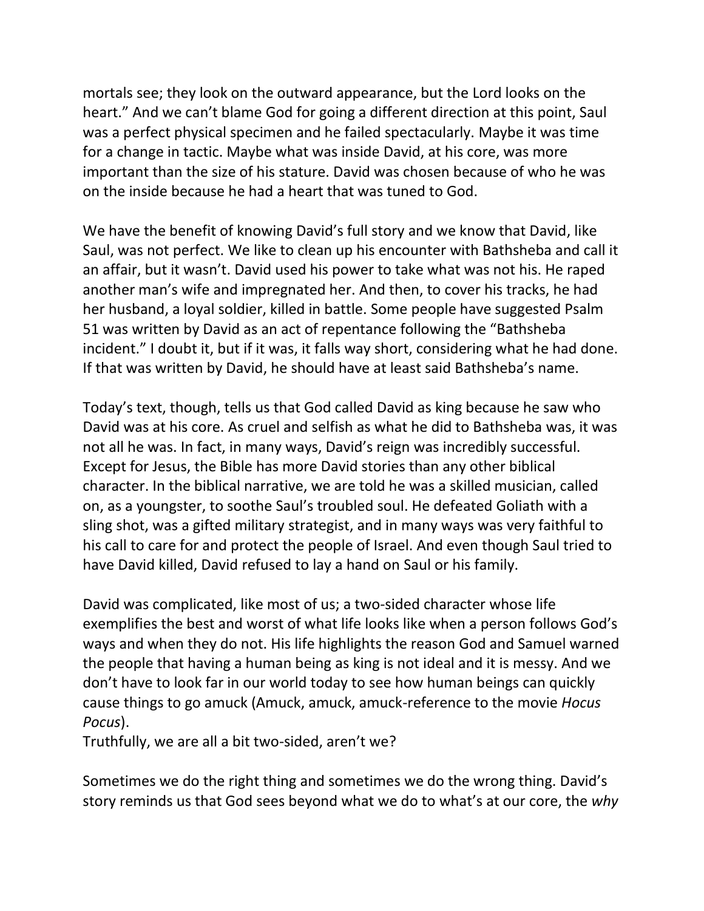mortals see; they look on the outward appearance, but the Lord looks on the heart." And we can't blame God for going a different direction at this point, Saul was a perfect physical specimen and he failed spectacularly. Maybe it was time for a change in tactic. Maybe what was inside David, at his core, was more important than the size of his stature. David was chosen because of who he was on the inside because he had a heart that was tuned to God.

We have the benefit of knowing David's full story and we know that David, like Saul, was not perfect. We like to clean up his encounter with Bathsheba and call it an affair, but it wasn't. David used his power to take what was not his. He raped another man's wife and impregnated her. And then, to cover his tracks, he had her husband, a loyal soldier, killed in battle. Some people have suggested Psalm 51 was written by David as an act of repentance following the "Bathsheba incident." I doubt it, but if it was, it falls way short, considering what he had done. If that was written by David, he should have at least said Bathsheba's name.

Today's text, though, tells us that God called David as king because he saw who David was at his core. As cruel and selfish as what he did to Bathsheba was, it was not all he was. In fact, in many ways, David's reign was incredibly successful. Except for Jesus, the Bible has more David stories than any other biblical character. In the biblical narrative, we are told he was a skilled musician, called on, as a youngster, to soothe Saul's troubled soul. He defeated Goliath with a sling shot, was a gifted military strategist, and in many ways was very faithful to his call to care for and protect the people of Israel. And even though Saul tried to have David killed, David refused to lay a hand on Saul or his family.

David was complicated, like most of us; a two-sided character whose life exemplifies the best and worst of what life looks like when a person follows God's ways and when they do not. His life highlights the reason God and Samuel warned the people that having a human being as king is not ideal and it is messy. And we don't have to look far in our world today to see how human beings can quickly cause things to go amuck (Amuck, amuck, amuck-reference to the movie *Hocus Pocus*).
Truthfully, we are all a bit two-sided, aren't we?

Sometimes we do the right thing and sometimes we do the wrong thing. David's story reminds us that God sees beyond what we do to what's at our core, the *why*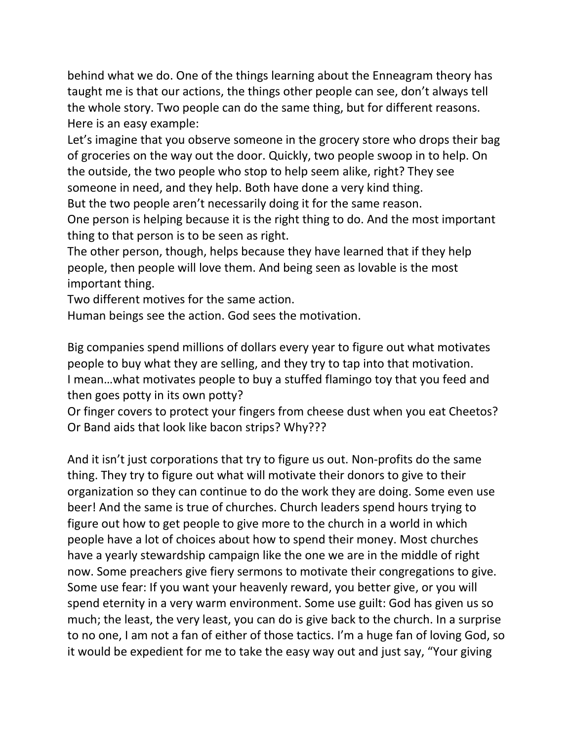behind what we do. One of the things learning about the Enneagram theory has taught me is that our actions, the things other people can see, don't always tell the whole story. Two people can do the same thing, but for different reasons. Here is an easy example:

Let's imagine that you observe someone in the grocery store who drops their bag of groceries on the way out the door. Quickly, two people swoop in to help. On the outside, the two people who stop to help seem alike, right? They see someone in need, and they help. Both have done a very kind thing.

But the two people aren't necessarily doing it for the same reason.

One person is helping because it is the right thing to do. And the most important thing to that person is to be seen as right.

The other person, though, helps because they have learned that if they help people, then people will love them. And being seen as lovable is the most important thing.

Two different motives for the same action.

Human beings see the action. God sees the motivation.

Big companies spend millions of dollars every year to figure out what motivates people to buy what they are selling, and they try to tap into that motivation.

I mean…what motivates people to buy a stuffed flamingo toy that you feed and then goes potty in its own potty?

Or finger covers to protect your fingers from cheese dust when you eat Cheetos?

Or Band aids that look like bacon strips? Why???

And it isn't just corporations that try to figure us out. Non-profits do the same thing. They try to figure out what will motivate their donors to give to their organization so they can continue to do the work they are doing. Some even use beer! And the same is true of churches. Church leaders spend hours trying to figure out how to get people to give more to the church in a world in which people have a lot of choices about how to spend their money. Most churches have a yearly stewardship campaign like the one we are in the middle of right now. Some preachers give fiery sermons to motivate their congregations to give. Some use fear: If you want your heavenly reward, you better give, or you will spend eternity in a very warm environment. Some use guilt: God has given us so much; the least, the very least, you can do is give back to the church. In a surprise to no one, I am not a fan of either of those tactics. I'm a huge fan of loving God, so it would be expedient for me to take the easy way out and just say, "Your giving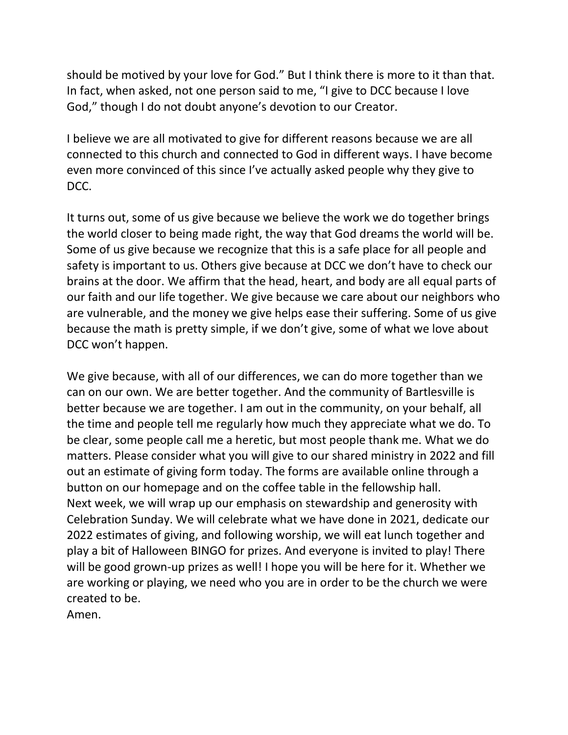should be motived by your love for God." But I think there is more to it than that. In fact, when asked, not one person said to me, "I give to DCC because I love God," though I do not doubt anyone's devotion to our Creator.

I believe we are all motivated to give for different reasons because we are all connected to this church and connected to God in different ways. I have become even more convinced of this since I've actually asked people why they give to DCC.

It turns out, some of us give because we believe the work we do together brings the world closer to being made right, the way that God dreams the world will be. Some of us give because we recognize that this is a safe place for all people and safety is important to us. Others give because at DCC we don't have to check our brains at the door. We affirm that the head, heart, and body are all equal parts of our faith and our life together. We give because we care about our neighbors who are vulnerable, and the money we give helps ease their suffering. Some of us give because the math is pretty simple, if we don't give, some of what we love about DCC won't happen.

We give because, with all of our differences, we can do more together than we can on our own. We are better together. And the community of Bartlesville is better because we are together. I am out in the community, on your behalf, all the time and people tell me regularly how much they appreciate what we do. To be clear, some people call me a heretic, but most people thank me. What we do matters. Please consider what you will give to our shared ministry in 2022 and fill out an estimate of giving form today. The forms are available online through a button on our homepage and on the coffee table in the fellowship hall.
Next week, we will wrap up our emphasis on stewardship and generosity with Celebration Sunday. We will celebrate what we have done in 2021, dedicate our 2022 estimates of giving, and following worship, we will eat lunch together and play a bit of Halloween BINGO for prizes. And everyone is invited to play! There will be good grown-up prizes as well! I hope you will be here for it. Whether we are working or playing, we need who you are in order to be the church we were created to be.
Amen.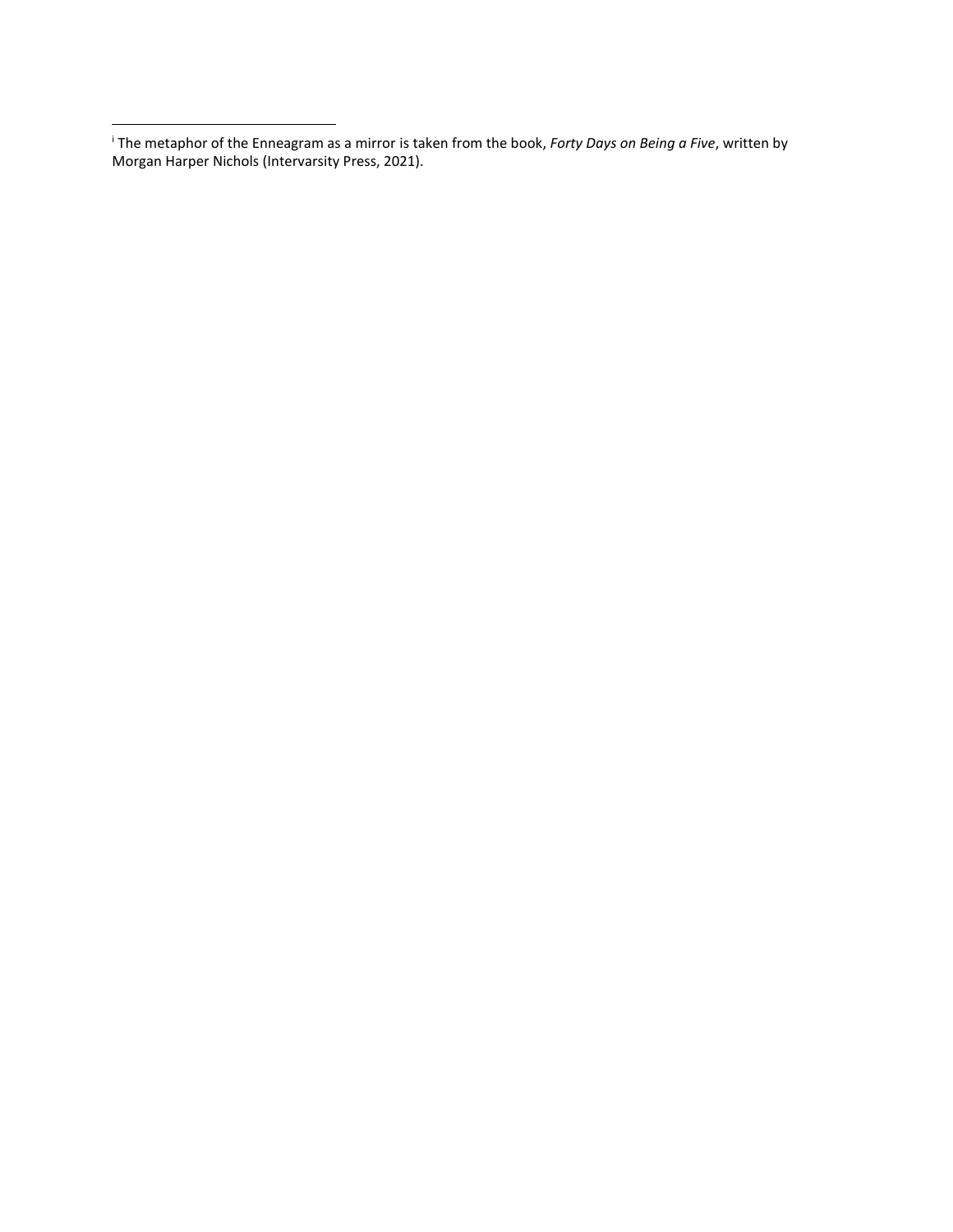[i] The metaphor of the Enneagram as a mirror is taken from the book, *Forty Days on Being a Five*, written by Morgan Harper Nichols (Intervarsity Press, 2021).